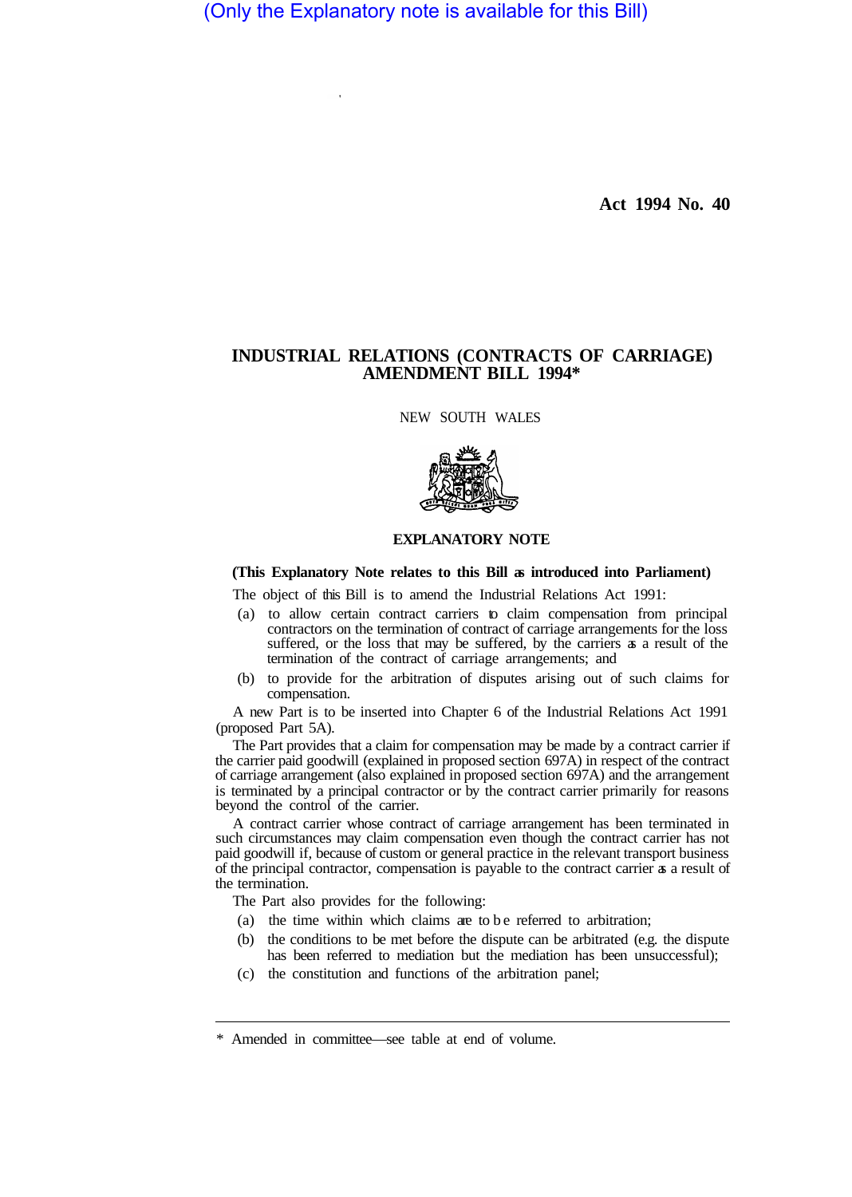(Only the Explanatory note is available for this Bill)

**Act 1994 No. 40**

# INDUSTRIAL RELATIONS (CONTRACTS OF CARRIAGE) AMENDMENT BILL 1994*

NEW SOUTH WALES

## EXPLANATORY NOTE

**(This Explanatory Note relates to this Bill as introduced into Parliament)**

The object of this Bill is to amend the Industrial Relations Act 1991:

(a) to allow certain contract carriers to claim compensation from principal contractors on the termination of contract of carriage arrangements for the loss suffered, or the loss that may be suffered, by the carriers as a result of the termination of the contract of carriage arrangements; and

(b) to provide for the arbitration of disputes arising out of such claims for compensation.

A new Part is to be inserted into Chapter 6 of the Industrial Relations Act 1991 (proposed Part 5A).

The Part provides that a claim for compensation may be made by a contract carrier if the carrier paid goodwill (explained in proposed section 697A) in respect of the contract of carriage arrangement (also explained in proposed section 697A) and the arrangement is terminated by a principal contractor or by the contract carrier primarily for reasons beyond the control of the carrier.

A contract carrier whose contract of carriage arrangement has been terminated in such circumstances may claim compensation even though the contract carrier has not paid goodwill if, because of custom or general practice in the relevant transport business of the principal contractor, compensation is payable to the contract carrier as a result of the termination.

The Part also provides for the following:

(a) the time within which claims are to be referred to arbitration;

(b) the conditions to be met before the dispute can be arbitrated (e.g. the dispute has been referred to mediation but the mediation has been unsuccessful);

(c) the constitution and functions of the arbitration panel;

---

\* Amended in committee—see table at end of volume.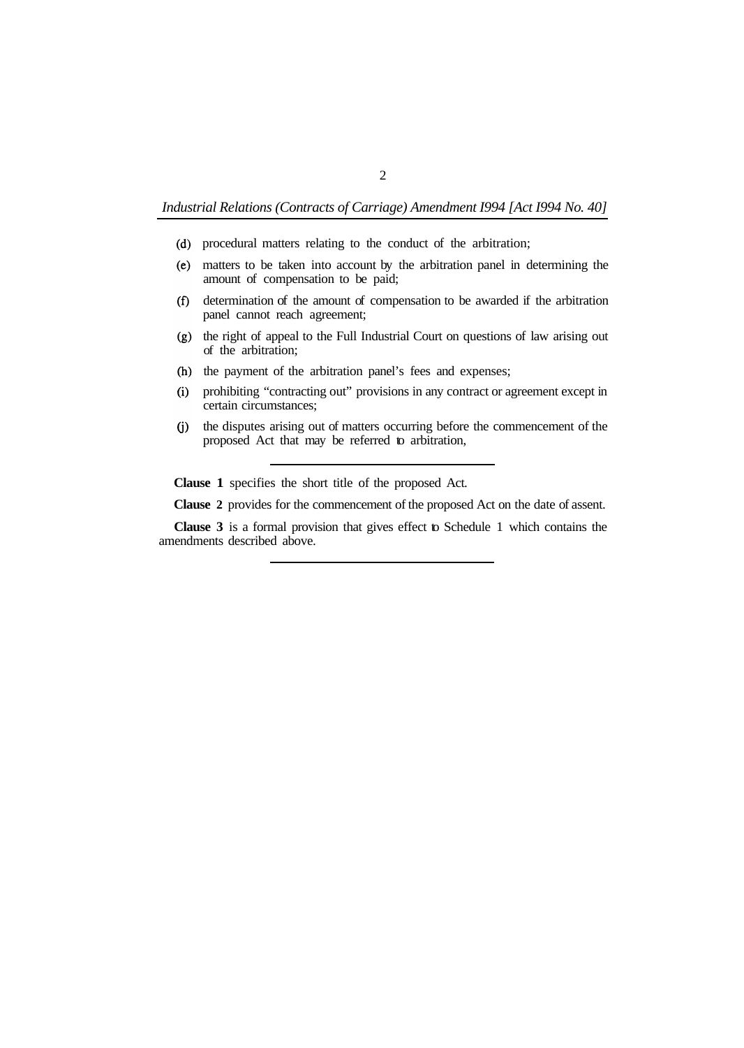(d) procedural matters relating to the conduct of the arbitration;

(e) matters to be taken into account by the arbitration panel in determining the amount of compensation to be paid;

(f) determination of the amount of compensation to be awarded if the arbitration panel cannot reach agreement;

(g) the right of appeal to the Full Industrial Court on questions of law arising out of the arbitration;

(h) the payment of the arbitration panel's fees and expenses;

(i) prohibiting "contracting out" provisions in any contract or agreement except in certain circumstances;

(j) the disputes arising out of matters occurring before the commencement of the proposed Act that may be referred to arbitration,

---

**Clause 1** specifies the short title of the proposed Act.

**Clause 2** provides for the commencement of the proposed Act on the date of assent.

**Clause 3** is a formal provision that gives effect to Schedule 1 which contains the amendments described above.

---